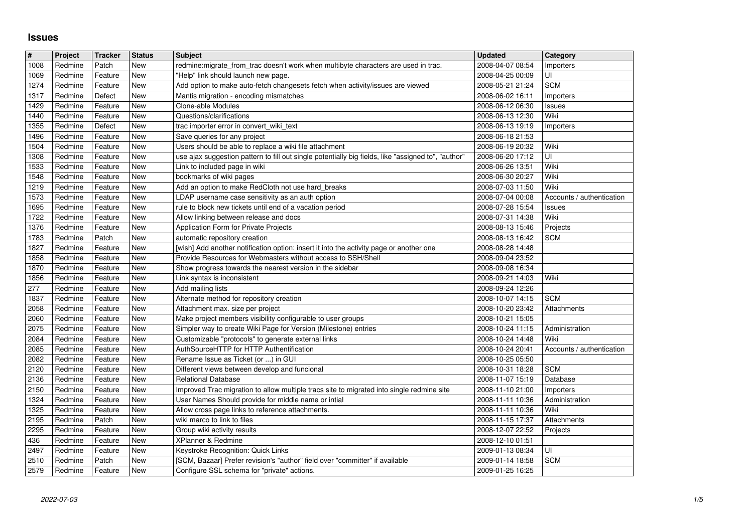# Issues

| # | Project | Tracker | Status | Subject | Updated | Category |
|---|---|---|---|---|---|---|
| 1008 | Redmine | Patch | New | redmine:migrate_from_trac doesn't work when multibyte characters are used in trac. | 2008-04-07 08:54 | Importers |
| 1069 | Redmine | Feature | New | "Help" link should launch new page. | 2008-04-25 00:09 | UI |
| 1274 | Redmine | Feature | New | Add option to make auto-fetch changesets fetch when activity/issues are viewed | 2008-05-21 21:24 | SCM |
| 1317 | Redmine | Defect | New | Mantis migration - encoding mismatches | 2008-06-02 16:11 | Importers |
| 1429 | Redmine | Feature | New | Clone-able Modules | 2008-06-12 06:30 | Issues |
| 1440 | Redmine | Feature | New | Questions/clarifications | 2008-06-13 12:30 | Wiki |
| 1355 | Redmine | Defect | New | trac importer error in convert_wiki_text | 2008-06-13 19:19 | Importers |
| 1496 | Redmine | Feature | New | Save queries for any project | 2008-06-18 21:53 | |
| 1504 | Redmine | Feature | New | Users should be able to replace a wiki file attachment | 2008-06-19 20:32 | Wiki |
| 1308 | Redmine | Feature | New | use ajax suggestion pattern to fill out single potentially big fields, like "assigned to", "author" | 2008-06-20 17:12 | UI |
| 1533 | Redmine | Feature | New | Link to included page in wiki | 2008-06-26 13:51 | Wiki |
| 1548 | Redmine | Feature | New | bookmarks of wiki pages | 2008-06-30 20:27 | Wiki |
| 1219 | Redmine | Feature | New | Add an option to make RedCloth not use hard_breaks | 2008-07-03 11:50 | Wiki |
| 1573 | Redmine | Feature | New | LDAP username case sensitivity as an auth option | 2008-07-04 00:08 | Accounts / authentication |
| 1695 | Redmine | Feature | New | rule to block new tickets until end of a vacation period | 2008-07-28 15:54 | Issues |
| 1722 | Redmine | Feature | New | Allow linking between release and docs | 2008-07-31 14:38 | Wiki |
| 1376 | Redmine | Feature | New | Application Form for Private Projects | 2008-08-13 15:46 | Projects |
| 1783 | Redmine | Patch | New | automatic repository creation | 2008-08-13 16:42 | SCM |
| 1827 | Redmine | Feature | New | [wish] Add another notification option: insert it into the activity page or another one | 2008-08-28 14:48 | |
| 1858 | Redmine | Feature | New | Provide Resources for Webmasters without access to SSH/Shell | 2008-09-04 23:52 | |
| 1870 | Redmine | Feature | New | Show progress towards the nearest version in the sidebar | 2008-09-08 16:34 | |
| 1856 | Redmine | Feature | New | Link syntax is inconsistent | 2008-09-21 14:03 | Wiki |
| 277 | Redmine | Feature | New | Add mailing lists | 2008-09-24 12:26 | |
| 1837 | Redmine | Feature | New | Alternate method for repository creation | 2008-10-07 14:15 | SCM |
| 2058 | Redmine | Feature | New | Attachment max. size per project | 2008-10-20 23:42 | Attachments |
| 2060 | Redmine | Feature | New | Make project members visibility configurable to user groups | 2008-10-21 15:05 | |
| 2075 | Redmine | Feature | New | Simpler way to create Wiki Page for Version (Milestone) entries | 2008-10-24 11:15 | Administration |
| 2084 | Redmine | Feature | New | Customizable "protocols" to generate external links | 2008-10-24 14:48 | Wiki |
| 2085 | Redmine | Feature | New | AuthSourceHTTP for HTTP Authentification | 2008-10-24 20:41 | Accounts / authentication |
| 2082 | Redmine | Feature | New | Rename Issue as Ticket (or ...) in GUI | 2008-10-25 05:50 | |
| 2120 | Redmine | Feature | New | Different views between develop and funcional | 2008-10-31 18:28 | SCM |
| 2136 | Redmine | Feature | New | Relational Database | 2008-11-07 15:19 | Database |
| 2150 | Redmine | Feature | New | Improved Trac migration to allow multiple tracs site to migrated into single redmine site | 2008-11-10 21:00 | Importers |
| 1324 | Redmine | Feature | New | User Names Should provide for middle name or intial | 2008-11-11 10:36 | Administration |
| 1325 | Redmine | Feature | New | Allow cross page links to reference attachments. | 2008-11-11 10:36 | Wiki |
| 2195 | Redmine | Patch | New | wiki marco to link to files | 2008-11-15 17:37 | Attachments |
| 2295 | Redmine | Feature | New | Group wiki activity results | 2008-12-07 22:52 | Projects |
| 436 | Redmine | Feature | New | XPlanner & Redmine | 2008-12-10 01:51 | |
| 2497 | Redmine | Feature | New | Keystroke Recognition: Quick Links | 2009-01-13 08:34 | UI |
| 2510 | Redmine | Patch | New | [SCM, Bazaar] Prefer revision's "author" field over "committer" if available | 2009-01-14 18:58 | SCM |
| 2579 | Redmine | Feature | New | Configure SSL schema for "private" actions. | 2009-01-25 16:25 | |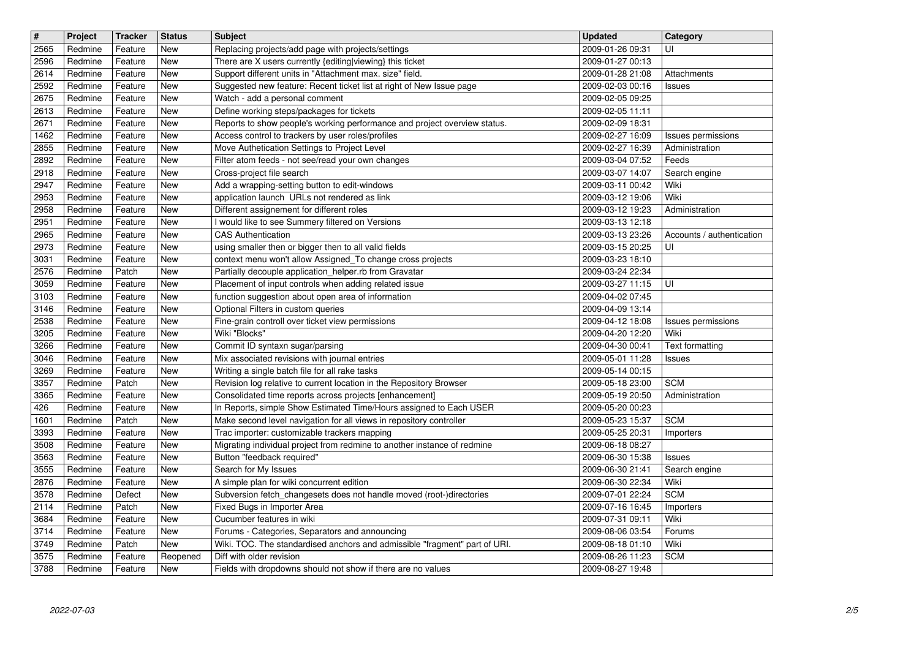| # | Project | Tracker | Status | Subject | Updated | Category |
|---|---|---|---|---|---|---|
| 2565 | Redmine | Feature | New | Replacing projects/add page with projects/settings | 2009-01-26 09:31 | UI |
| 2596 | Redmine | Feature | New | There are X users currently {editing|viewing} this ticket | 2009-01-27 00:13 | |
| 2614 | Redmine | Feature | New | Support different units in "Attachment max. size" field. | 2009-01-28 21:08 | Attachments |
| 2592 | Redmine | Feature | New | Suggested new feature: Recent ticket list at right of New Issue page | 2009-02-03 00:16 | Issues |
| 2675 | Redmine | Feature | New | Watch - add a personal comment | 2009-02-05 09:25 | |
| 2613 | Redmine | Feature | New | Define working steps/packages for tickets | 2009-02-05 11:11 | |
| 2671 | Redmine | Feature | New | Reports to show people's working performance and project overview status. | 2009-02-09 18:31 | |
| 1462 | Redmine | Feature | New | Access control to trackers by user roles/profiles | 2009-02-27 16:09 | Issues permissions |
| 2855 | Redmine | Feature | New | Move Authetication Settings to Project Level | 2009-02-27 16:39 | Administration |
| 2892 | Redmine | Feature | New | Filter atom feeds - not see/read your own changes | 2009-03-04 07:52 | Feeds |
| 2918 | Redmine | Feature | New | Cross-project file search | 2009-03-07 14:07 | Search engine |
| 2947 | Redmine | Feature | New | Add a wrapping-setting button to edit-windows | 2009-03-11 00:42 | Wiki |
| 2953 | Redmine | Feature | New | application launch URLs not rendered as link | 2009-03-12 19:06 | Wiki |
| 2958 | Redmine | Feature | New | Different assignement for different roles | 2009-03-12 19:23 | Administration |
| 2951 | Redmine | Feature | New | I would like to see Summery filtered on Versions | 2009-03-13 12:18 | |
| 2965 | Redmine | Feature | New | CAS Authentication | 2009-03-13 23:26 | Accounts / authentication |
| 2973 | Redmine | Feature | New | using smaller then or bigger then to all valid fields | 2009-03-15 20:25 | UI |
| 3031 | Redmine | Feature | New | context menu won't allow Assigned_To change cross projects | 2009-03-23 18:10 | |
| 2576 | Redmine | Patch | New | Partially decouple application_helper.rb from Gravatar | 2009-03-24 22:34 | |
| 3059 | Redmine | Feature | New | Placement of input controls when adding related issue | 2009-03-27 11:15 | UI |
| 3103 | Redmine | Feature | New | function suggestion about open area of information | 2009-04-02 07:45 | |
| 3146 | Redmine | Feature | New | Optional Filters in custom queries | 2009-04-09 13:14 | |
| 2538 | Redmine | Feature | New | Fine-grain controll over ticket view permissions | 2009-04-12 18:08 | Issues permissions |
| 3205 | Redmine | Feature | New | Wiki "Blocks" | 2009-04-20 12:20 | Wiki |
| 3266 | Redmine | Feature | New | Commit ID syntaxn sugar/parsing | 2009-04-30 00:41 | Text formatting |
| 3046 | Redmine | Feature | New | Mix associated revisions with journal entries | 2009-05-01 11:28 | Issues |
| 3269 | Redmine | Feature | New | Writing a single batch file for all rake tasks | 2009-05-14 00:15 | |
| 3357 | Redmine | Patch | New | Revision log relative to current location in the Repository Browser | 2009-05-18 23:00 | SCM |
| 3365 | Redmine | Feature | New | Consolidated time reports across projects [enhancement] | 2009-05-19 20:50 | Administration |
| 426 | Redmine | Feature | New | In Reports, simple Show Estimated Time/Hours assigned to Each USER | 2009-05-20 00:23 | |
| 1601 | Redmine | Patch | New | Make second level navigation for all views in repository controller | 2009-05-23 15:37 | SCM |
| 3393 | Redmine | Feature | New | Trac importer: customizable trackers mapping | 2009-05-25 20:31 | Importers |
| 3508 | Redmine | Feature | New | Migrating individual project from redmine to another instance of redmine | 2009-06-18 08:27 | |
| 3563 | Redmine | Feature | New | Button "feedback required" | 2009-06-30 15:38 | Issues |
| 3555 | Redmine | Feature | New | Search for My Issues | 2009-06-30 21:41 | Search engine |
| 2876 | Redmine | Feature | New | A simple plan for wiki concurrent edition | 2009-06-30 22:34 | Wiki |
| 3578 | Redmine | Defect | New | Subversion fetch_changesets does not handle moved (root-)directories | 2009-07-01 22:24 | SCM |
| 2114 | Redmine | Patch | New | Fixed Bugs in Importer Area | 2009-07-16 16:45 | Importers |
| 3684 | Redmine | Feature | New | Cucumber features in wiki | 2009-07-31 09:11 | Wiki |
| 3714 | Redmine | Feature | New | Forums - Categories, Separators and announcing | 2009-08-06 03:54 | Forums |
| 3749 | Redmine | Patch | New | Wiki. TOC. The standardised anchors and admissible "fragment" part of URI. | 2009-08-18 01:10 | Wiki |
| 3575 | Redmine | Feature | Reopened | Diff with older revision | 2009-08-26 11:23 | SCM |
| 3788 | Redmine | Feature | New | Fields with dropdowns should not show if there are no values | 2009-08-27 19:48 | |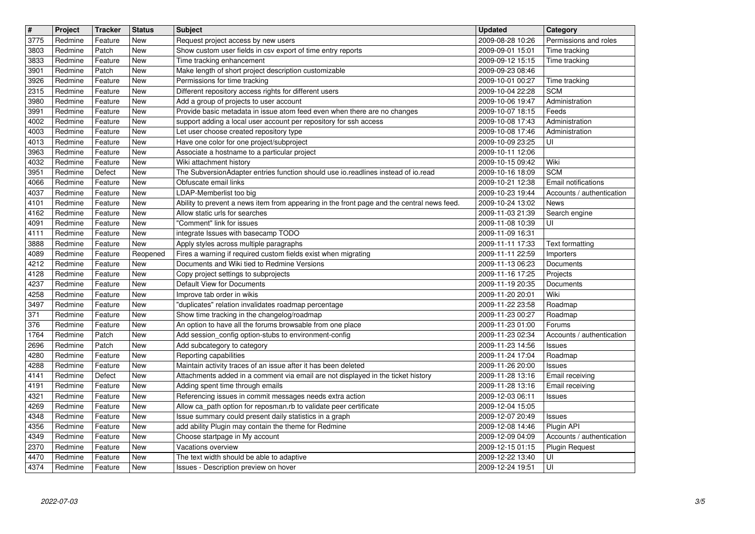| # | Project | Tracker | Status | Subject | Updated | Category |
| --- | --- | --- | --- | --- | --- | --- |
| 3775 | Redmine | Feature | New | Request project access by new users | 2009-08-28 10:26 | Permissions and roles |
| 3803 | Redmine | Patch | New | Show custom user fields in csv export of time entry reports | 2009-09-01 15:01 | Time tracking |
| 3833 | Redmine | Feature | New | Time tracking enhancement | 2009-09-12 15:15 | Time tracking |
| 3901 | Redmine | Patch | New | Make length of short project description customizable | 2009-09-23 08:46 | |
| 3926 | Redmine | Feature | New | Permissions for time tracking | 2009-10-01 00:27 | Time tracking |
| 2315 | Redmine | Feature | New | Different repository access rights for different users | 2009-10-04 22:28 | SCM |
| 3980 | Redmine | Feature | New | Add a group of projects to user account | 2009-10-06 19:47 | Administration |
| 3991 | Redmine | Feature | New | Provide basic metadata in issue atom feed even when there are no changes | 2009-10-07 18:15 | Feeds |
| 4002 | Redmine | Feature | New | support adding a local user account per repository for ssh access | 2009-10-08 17:43 | Administration |
| 4003 | Redmine | Feature | New | Let user choose created repository type | 2009-10-08 17:46 | Administration |
| 4013 | Redmine | Feature | New | Have one color for one project/subproject | 2009-10-09 23:25 | UI |
| 3963 | Redmine | Feature | New | Associate a hostname to a particular project | 2009-10-11 12:06 | |
| 4032 | Redmine | Feature | New | Wiki attachment history | 2009-10-15 09:42 | Wiki |
| 3951 | Redmine | Defect | New | The SubversionAdapter entries function should use io.readlines instead of io.read | 2009-10-16 18:09 | SCM |
| 4066 | Redmine | Feature | New | Obfuscate email links | 2009-10-21 12:38 | Email notifications |
| 4037 | Redmine | Feature | New | LDAP-Memberlist too big | 2009-10-23 19:44 | Accounts / authentication |
| 4101 | Redmine | Feature | New | Ability to prevent a news item from appearing in the front page and the central news feed. | 2009-10-24 13:02 | News |
| 4162 | Redmine | Feature | New | Allow static urls for searches | 2009-11-03 21:39 | Search engine |
| 4091 | Redmine | Feature | New | "Comment" link for issues | 2009-11-08 10:39 | UI |
| 4111 | Redmine | Feature | New | integrate Issues with basecamp TODO | 2009-11-09 16:31 | |
| 3888 | Redmine | Feature | New | Apply styles across multiple paragraphs | 2009-11-11 17:33 | Text formatting |
| 4089 | Redmine | Feature | Reopened | Fires a warning if required custom fields exist when migrating | 2009-11-11 22:59 | Importers |
| 4212 | Redmine | Feature | New | Documents and Wiki tied to Redmine Versions | 2009-11-13 06:23 | Documents |
| 4128 | Redmine | Feature | New | Copy project settings to subprojects | 2009-11-16 17:25 | Projects |
| 4237 | Redmine | Feature | New | Default View for Documents | 2009-11-19 20:35 | Documents |
| 4258 | Redmine | Feature | New | Improve tab order in wikis | 2009-11-20 20:01 | Wiki |
| 3497 | Redmine | Feature | New | "duplicates" relation invalidates roadmap percentage | 2009-11-22 23:58 | Roadmap |
| 371 | Redmine | Feature | New | Show time tracking in the changelog/roadmap | 2009-11-23 00:27 | Roadmap |
| 376 | Redmine | Feature | New | An option to have all the forums browsable from one place | 2009-11-23 01:00 | Forums |
| 1764 | Redmine | Patch | New | Add session_config option-stubs to environment-config | 2009-11-23 02:34 | Accounts / authentication |
| 2696 | Redmine | Patch | New | Add subcategory to category | 2009-11-23 14:56 | Issues |
| 4280 | Redmine | Feature | New | Reporting capabilities | 2009-11-24 17:04 | Roadmap |
| 4288 | Redmine | Feature | New | Maintain activity traces of an issue after it has been deleted | 2009-11-26 20:00 | Issues |
| 4141 | Redmine | Defect | New | Attachments added in a comment via email are not displayed in the ticket history | 2009-11-28 13:16 | Email receiving |
| 4191 | Redmine | Feature | New | Adding spent time through emails | 2009-11-28 13:16 | Email receiving |
| 4321 | Redmine | Feature | New | Referencing issues in commit messages needs extra action | 2009-12-03 06:11 | Issues |
| 4269 | Redmine | Feature | New | Allow ca_path option for reposman.rb to validate peer certificate | 2009-12-04 15:05 | |
| 4348 | Redmine | Feature | New | Issue summary could present daily statistics in a graph | 2009-12-07 20:49 | Issues |
| 4356 | Redmine | Feature | New | add ability Plugin may contain the theme for Redmine | 2009-12-08 14:46 | Plugin API |
| 4349 | Redmine | Feature | New | Choose startpage in My account | 2009-12-09 04:09 | Accounts / authentication |
| 2370 | Redmine | Feature | New | Vacations overview | 2009-12-15 01:15 | Plugin Request |
| 4470 | Redmine | Feature | New | The text width should be able to adaptive | 2009-12-22 13:40 | UI |
| 4374 | Redmine | Feature | New | Issues - Description preview on hover | 2009-12-24 19:51 | UI |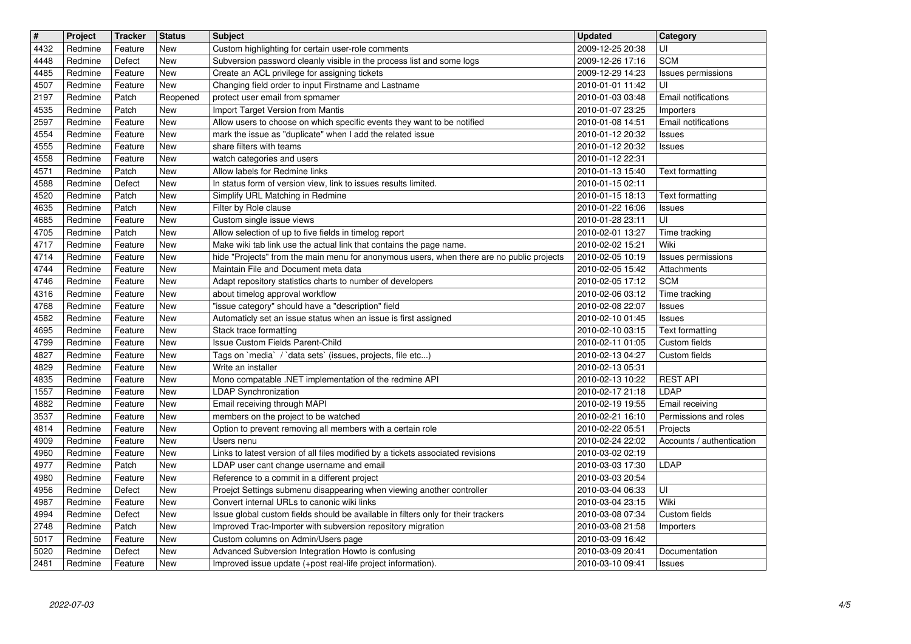| # | Project | Tracker | Status | Subject | Updated | Category |
| --- | --- | --- | --- | --- | --- | --- |
| 4432 | Redmine | Feature | New | Custom highlighting for certain user-role comments | 2009-12-25 20:38 | UI |
| 4448 | Redmine | Defect | New | Subversion password cleanly visible in the process list and some logs | 2009-12-26 17:16 | SCM |
| 4485 | Redmine | Feature | New | Create an ACL privilege for assigning tickets | 2009-12-29 14:23 | Issues permissions |
| 4507 | Redmine | Feature | New | Changing field order to input Firstname and Lastname | 2010-01-01 11:42 | UI |
| 2197 | Redmine | Patch | Reopened | protect user email from spmamer | 2010-01-03 03:48 | Email notifications |
| 4535 | Redmine | Patch | New | Import Target Version from Mantis | 2010-01-07 23:25 | Importers |
| 2597 | Redmine | Feature | New | Allow users to choose on which specific events they want to be notified | 2010-01-08 14:51 | Email notifications |
| 4554 | Redmine | Feature | New | mark the issue as "duplicate" when I add the related issue | 2010-01-12 20:32 | Issues |
| 4555 | Redmine | Feature | New | share filters with teams | 2010-01-12 20:32 | Issues |
| 4558 | Redmine | Feature | New | watch categories and users | 2010-01-12 22:31 | |
| 4571 | Redmine | Patch | New | Allow labels for Redmine links | 2010-01-13 15:40 | Text formatting |
| 4588 | Redmine | Defect | New | In status form of version view, link to issues results limited. | 2010-01-15 02:11 | |
| 4520 | Redmine | Patch | New | Simplify URL Matching in Redmine | 2010-01-15 18:13 | Text formatting |
| 4635 | Redmine | Patch | New | Filter by Role clause | 2010-01-22 16:06 | Issues |
| 4685 | Redmine | Feature | New | Custom single issue views | 2010-01-28 23:11 | UI |
| 4705 | Redmine | Patch | New | Allow selection of up to five fields in timelog report | 2010-02-01 13:27 | Time tracking |
| 4717 | Redmine | Feature | New | Make wiki tab link use the actual link that contains the page name. | 2010-02-02 15:21 | Wiki |
| 4714 | Redmine | Feature | New | hide "Projects" from the main menu for anonymous users, when there are no public projects | 2010-02-05 10:19 | Issues permissions |
| 4744 | Redmine | Feature | New | Maintain File and Document meta data | 2010-02-05 15:42 | Attachments |
| 4746 | Redmine | Feature | New | Adapt repository statistics charts to number of developers | 2010-02-05 17:12 | SCM |
| 4316 | Redmine | Feature | New | about timelog approval workflow | 2010-02-06 03:12 | Time tracking |
| 4768 | Redmine | Feature | New | "issue category" should have a "description" field | 2010-02-08 22:07 | Issues |
| 4582 | Redmine | Feature | New | Automaticly set an issue status when an issue is first assigned | 2010-02-10 01:45 | Issues |
| 4695 | Redmine | Feature | New | Stack trace formatting | 2010-02-10 03:15 | Text formatting |
| 4799 | Redmine | Feature | New | Issue Custom Fields Parent-Child | 2010-02-11 01:05 | Custom fields |
| 4827 | Redmine | Feature | New | Tags on `media` / `data sets` (issues, projects, file etc...) | 2010-02-13 04:27 | Custom fields |
| 4829 | Redmine | Feature | New | Write an installer | 2010-02-13 05:31 | |
| 4835 | Redmine | Feature | New | Mono compatable .NET implementation of the redmine API | 2010-02-13 10:22 | REST API |
| 1557 | Redmine | Feature | New | LDAP Synchronization | 2010-02-17 21:18 | LDAP |
| 4882 | Redmine | Feature | New | Email receiving through MAPI | 2010-02-19 19:55 | Email receiving |
| 3537 | Redmine | Feature | New | members on the project to be watched | 2010-02-21 16:10 | Permissions and roles |
| 4814 | Redmine | Feature | New | Option to prevent removing all members with a certain role | 2010-02-22 05:51 | Projects |
| 4909 | Redmine | Feature | New | Users nenu | 2010-02-24 22:02 | Accounts / authentication |
| 4960 | Redmine | Feature | New | Links to latest version of all files modified by a tickets associated revisions | 2010-03-02 02:19 | |
| 4977 | Redmine | Patch | New | LDAP user cant change username and email | 2010-03-03 17:30 | LDAP |
| 4980 | Redmine | Feature | New | Reference to a commit in a different project | 2010-03-03 20:54 | |
| 4956 | Redmine | Defect | New | Proejct Settings submenu disappearing when viewing another controller | 2010-03-04 06:33 | UI |
| 4987 | Redmine | Feature | New | Convert internal URLs to canonic wiki links | 2010-03-04 23:15 | Wiki |
| 4994 | Redmine | Defect | New | Issue global custom fields should be available in filters only for their trackers | 2010-03-08 07:34 | Custom fields |
| 2748 | Redmine | Patch | New | Improved Trac-Importer with subversion repository migration | 2010-03-08 21:58 | Importers |
| 5017 | Redmine | Feature | New | Custom columns on Admin/Users page | 2010-03-09 16:42 | |
| 5020 | Redmine | Defect | New | Advanced Subversion Integration Howto is confusing | 2010-03-09 20:41 | Documentation |
| 2481 | Redmine | Feature | New | Improved issue update (+post real-life project information). | 2010-03-10 09:41 | Issues |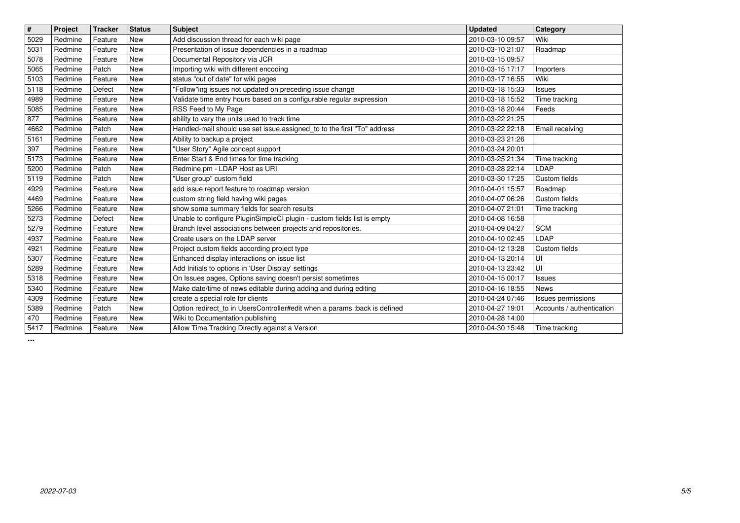| # | Project | Tracker | Status | Subject | Updated | Category |
|---|---|---|---|---|---|---|
| 5029 | Redmine | Feature | New | Add discussion thread for each wiki page | 2010-03-10 09:57 | Wiki |
| 5031 | Redmine | Feature | New | Presentation of issue dependencies in a roadmap | 2010-03-10 21:07 | Roadmap |
| 5078 | Redmine | Feature | New | Documental Repository vía JCR | 2010-03-15 09:57 | |
| 5065 | Redmine | Patch | New | Importing wiki with different encoding | 2010-03-15 17:17 | Importers |
| 5103 | Redmine | Feature | New | status "out of date" for wiki pages | 2010-03-17 16:55 | Wiki |
| 5118 | Redmine | Defect | New | "Follow"ing issues not updated on preceding issue change | 2010-03-18 15:33 | Issues |
| 4989 | Redmine | Feature | New | Validate time entry hours based on a configurable regular expression | 2010-03-18 15:52 | Time tracking |
| 5085 | Redmine | Feature | New | RSS Feed to My Page | 2010-03-18 20:44 | Feeds |
| 877 | Redmine | Feature | New | ability to vary the units used to track time | 2010-03-22 21:25 | |
| 4662 | Redmine | Patch | New | Handled-mail should use set issue.assigned_to to the first "To" address | 2010-03-22 22:18 | Email receiving |
| 5161 | Redmine | Feature | New | Ability to backup a project | 2010-03-23 21:26 | |
| 397 | Redmine | Feature | New | "User Story" Agile concept support | 2010-03-24 20:01 | |
| 5173 | Redmine | Feature | New | Enter Start & End times for time tracking | 2010-03-25 21:34 | Time tracking |
| 5200 | Redmine | Patch | New | Redmine.pm - LDAP Host as URI | 2010-03-28 22:14 | LDAP |
| 5119 | Redmine | Patch | New | "User group" custom field | 2010-03-30 17:25 | Custom fields |
| 4929 | Redmine | Feature | New | add issue report feature to roadmap version | 2010-04-01 15:57 | Roadmap |
| 4469 | Redmine | Feature | New | custom string field having wiki pages | 2010-04-07 06:26 | Custom fields |
| 5266 | Redmine | Feature | New | show some summary fields for search results | 2010-04-07 21:01 | Time tracking |
| 5273 | Redmine | Defect | New | Unable to configure PluginSimpleCI plugin - custom fields list is empty | 2010-04-08 16:58 | |
| 5279 | Redmine | Feature | New | Branch level associations between projects and repositories. | 2010-04-09 04:27 | SCM |
| 4937 | Redmine | Feature | New | Create users on the LDAP server | 2010-04-10 02:45 | LDAP |
| 4921 | Redmine | Feature | New | Project custom fields according project type | 2010-04-12 13:28 | Custom fields |
| 5307 | Redmine | Feature | New | Enhanced display interactions on issue list | 2010-04-13 20:14 | UI |
| 5289 | Redmine | Feature | New | Add Initials to options in 'User Display' settings | 2010-04-13 23:42 | UI |
| 5318 | Redmine | Feature | New | On Issues pages, Options saving doesn't persist sometimes | 2010-04-15 00:17 | Issues |
| 5340 | Redmine | Feature | New | Make date/time of news editable during adding and during editing | 2010-04-16 18:55 | News |
| 4309 | Redmine | Feature | New | create a special role for clients | 2010-04-24 07:46 | Issues permissions |
| 5389 | Redmine | Patch | New | Option redirect_to in UsersController#edit when a params :back is defined | 2010-04-27 19:01 | Accounts / authentication |
| 470 | Redmine | Feature | New | Wiki to Documentation publishing | 2010-04-28 14:00 | |
| 5417 | Redmine | Feature | New | Allow Time Tracking Directly against a Version | 2010-04-30 15:48 | Time tracking |

...